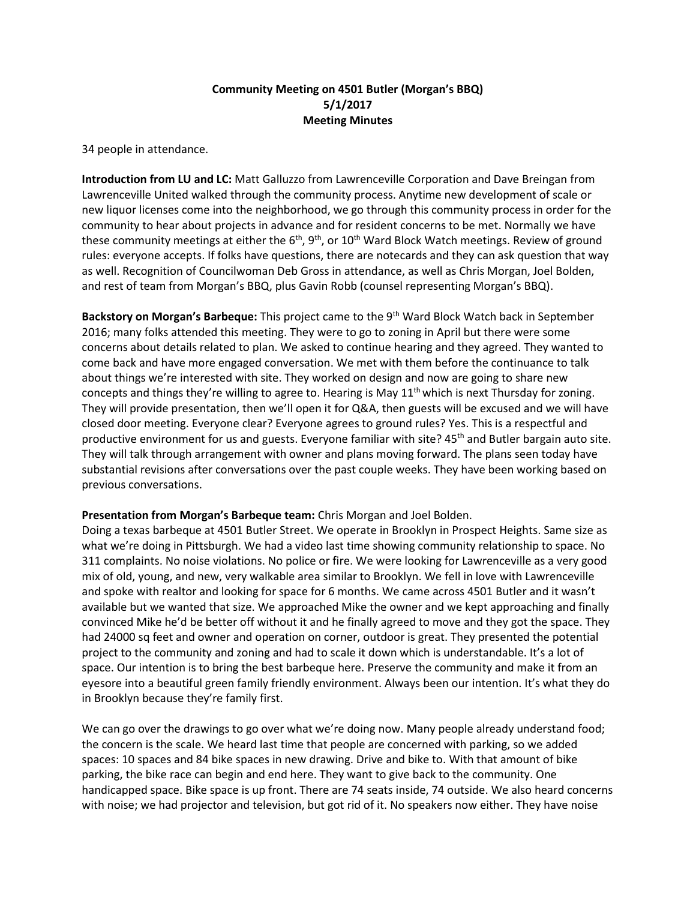**Community Meeting on 4501 Butler (Morgan's BBQ)**
**5/1/2017**
**Meeting Minutes**

34 people in attendance.

**Introduction from LU and LC:** Matt Galluzzo from Lawrenceville Corporation and Dave Breingan from Lawrenceville United walked through the community process. Anytime new development of scale or new liquor licenses come into the neighborhood, we go through this community process in order for the community to hear about projects in advance and for resident concerns to be met. Normally we have these community meetings at either the 6th, 9th, or 10th Ward Block Watch meetings. Review of ground rules: everyone accepts. If folks have questions, there are notecards and they can ask question that way as well. Recognition of Councilwoman Deb Gross in attendance, as well as Chris Morgan, Joel Bolden, and rest of team from Morgan's BBQ, plus Gavin Robb (counsel representing Morgan's BBQ).

**Backstory on Morgan's Barbeque:** This project came to the 9th Ward Block Watch back in September 2016; many folks attended this meeting. They were to go to zoning in April but there were some concerns about details related to plan. We asked to continue hearing and they agreed. They wanted to come back and have more engaged conversation. We met with them before the continuance to talk about things we're interested with site. They worked on design and now are going to share new concepts and things they're willing to agree to. Hearing is May 11th which is next Thursday for zoning. They will provide presentation, then we'll open it for Q&A, then guests will be excused and we will have closed door meeting. Everyone clear? Everyone agrees to ground rules? Yes. This is a respectful and productive environment for us and guests. Everyone familiar with site? 45th and Butler bargain auto site. They will talk through arrangement with owner and plans moving forward. The plans seen today have substantial revisions after conversations over the past couple weeks. They have been working based on previous conversations.

**Presentation from Morgan's Barbeque team:** Chris Morgan and Joel Bolden.
Doing a texas barbeque at 4501 Butler Street. We operate in Brooklyn in Prospect Heights. Same size as what we're doing in Pittsburgh. We had a video last time showing community relationship to space. No 311 complaints. No noise violations. No police or fire. We were looking for Lawrenceville as a very good mix of old, young, and new, very walkable area similar to Brooklyn. We fell in love with Lawrenceville and spoke with realtor and looking for space for 6 months. We came across 4501 Butler and it wasn't available but we wanted that size. We approached Mike the owner and we kept approaching and finally convinced Mike he'd be better off without it and he finally agreed to move and they got the space. They had 24000 sq feet and owner and operation on corner, outdoor is great. They presented the potential project to the community and zoning and had to scale it down which is understandable. It's a lot of space. Our intention is to bring the best barbeque here. Preserve the community and make it from an eyesore into a beautiful green family friendly environment. Always been our intention. It's what they do in Brooklyn because they're family first.

We can go over the drawings to go over what we're doing now. Many people already understand food; the concern is the scale. We heard last time that people are concerned with parking, so we added spaces: 10 spaces and 84 bike spaces in new drawing. Drive and bike to. With that amount of bike parking, the bike race can begin and end here. They want to give back to the community. One handicapped space. Bike space is up front. There are 74 seats inside, 74 outside. We also heard concerns with noise; we had projector and television, but got rid of it. No speakers now either. They have noise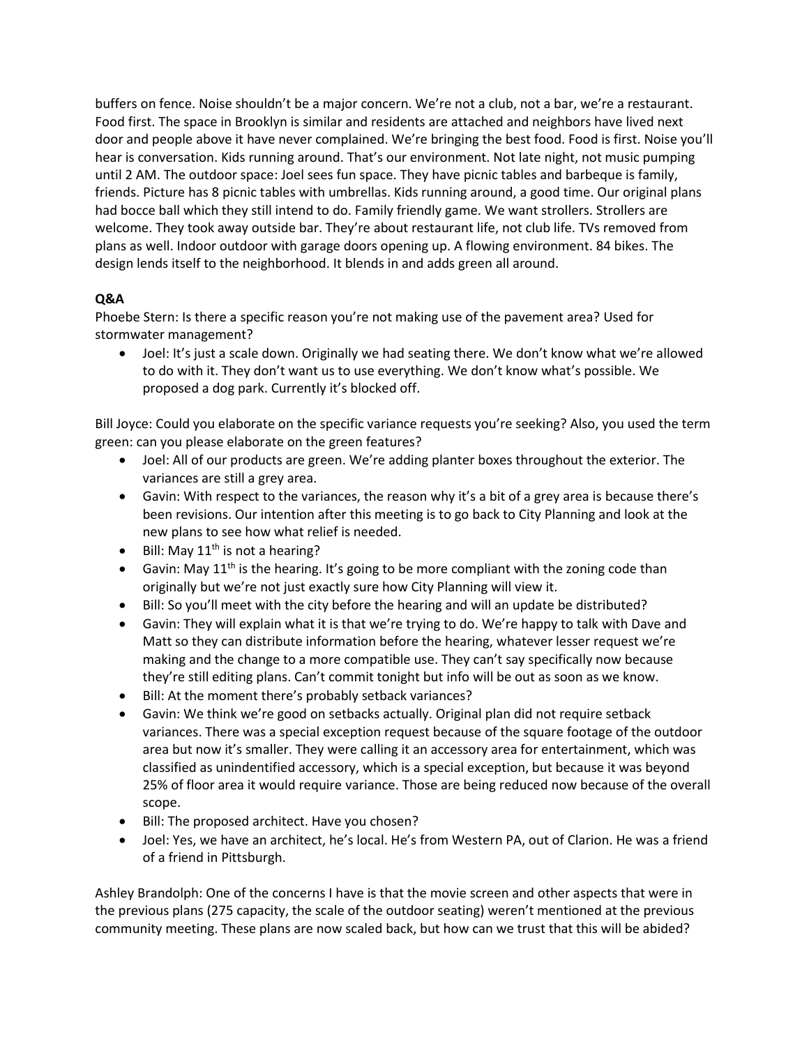buffers on fence. Noise shouldn't be a major concern. We're not a club, not a bar, we're a restaurant. Food first. The space in Brooklyn is similar and residents are attached and neighbors have lived next door and people above it have never complained. We're bringing the best food. Food is first. Noise you'll hear is conversation. Kids running around. That's our environment. Not late night, not music pumping until 2 AM. The outdoor space: Joel sees fun space. They have picnic tables and barbeque is family, friends. Picture has 8 picnic tables with umbrellas. Kids running around, a good time. Our original plans had bocce ball which they still intend to do. Family friendly game. We want strollers. Strollers are welcome. They took away outside bar. They're about restaurant life, not club life. TVs removed from plans as well. Indoor outdoor with garage doors opening up. A flowing environment. 84 bikes. The design lends itself to the neighborhood. It blends in and adds green all around.

**Q&A**

Phoebe Stern: Is there a specific reason you're not making use of the pavement area? Used for stormwater management?

- Joel: It's just a scale down. Originally we had seating there. We don't know what we're allowed to do with it. They don't want us to use everything. We don't know what's possible. We proposed a dog park. Currently it's blocked off.

Bill Joyce: Could you elaborate on the specific variance requests you're seeking? Also, you used the term green: can you please elaborate on the green features?

- Joel: All of our products are green. We're adding planter boxes throughout the exterior. The variances are still a grey area.
- Gavin: With respect to the variances, the reason why it's a bit of a grey area is because there's been revisions. Our intention after this meeting is to go back to City Planning and look at the new plans to see how what relief is needed.
- Bill: May 11th is not a hearing?
- Gavin: May 11th is the hearing. It's going to be more compliant with the zoning code than originally but we're not just exactly sure how City Planning will view it.
- Bill: So you'll meet with the city before the hearing and will an update be distributed?
- Gavin: They will explain what it is that we're trying to do. We're happy to talk with Dave and Matt so they can distribute information before the hearing, whatever lesser request we're making and the change to a more compatible use. They can't say specifically now because they're still editing plans. Can't commit tonight but info will be out as soon as we know.
- Bill: At the moment there's probably setback variances?
- Gavin: We think we're good on setbacks actually. Original plan did not require setback variances. There was a special exception request because of the square footage of the outdoor area but now it's smaller. They were calling it an accessory area for entertainment, which was classified as unindentified accessory, which is a special exception, but because it was beyond 25% of floor area it would require variance. Those are being reduced now because of the overall scope.
- Bill: The proposed architect. Have you chosen?
- Joel: Yes, we have an architect, he's local. He's from Western PA, out of Clarion. He was a friend of a friend in Pittsburgh.

Ashley Brandolph: One of the concerns I have is that the movie screen and other aspects that were in the previous plans (275 capacity, the scale of the outdoor seating) weren't mentioned at the previous community meeting. These plans are now scaled back, but how can we trust that this will be abided?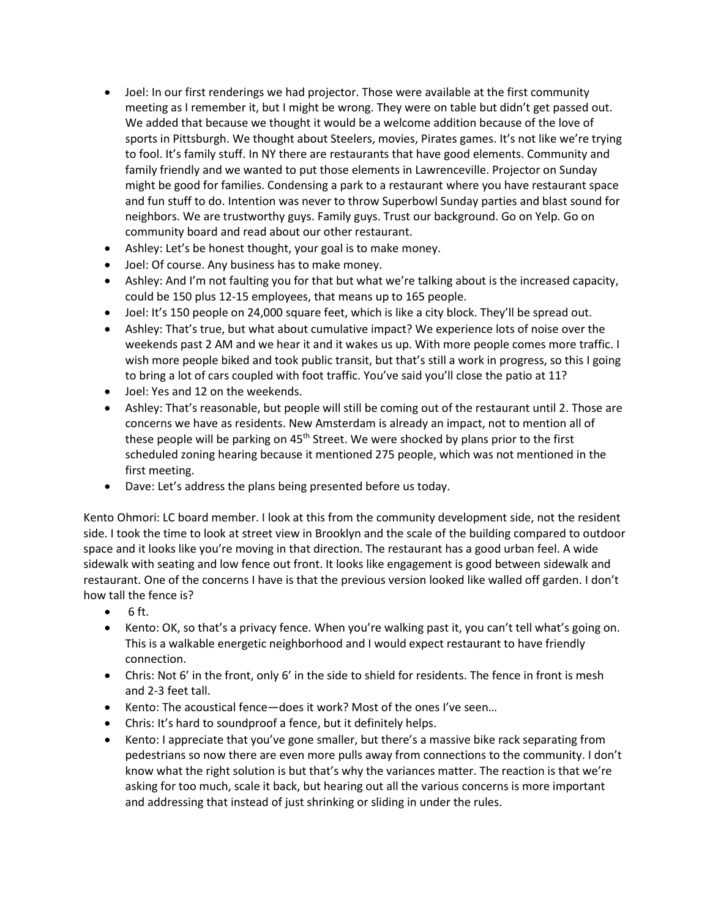- Joel: In our first renderings we had projector. Those were available at the first community meeting as I remember it, but I might be wrong. They were on table but didn't get passed out. We added that because we thought it would be a welcome addition because of the love of sports in Pittsburgh. We thought about Steelers, movies, Pirates games. It's not like we're trying to fool. It's family stuff. In NY there are restaurants that have good elements. Community and family friendly and we wanted to put those elements in Lawrenceville. Projector on Sunday might be good for families. Condensing a park to a restaurant where you have restaurant space and fun stuff to do. Intention was never to throw Superbowl Sunday parties and blast sound for neighbors. We are trustworthy guys. Family guys. Trust our background. Go on Yelp. Go on community board and read about our other restaurant.
- Ashley: Let's be honest thought, your goal is to make money.
- Joel: Of course. Any business has to make money.
- Ashley: And I'm not faulting you for that but what we're talking about is the increased capacity, could be 150 plus 12-15 employees, that means up to 165 people.
- Joel: It's 150 people on 24,000 square feet, which is like a city block. They'll be spread out.
- Ashley: That's true, but what about cumulative impact? We experience lots of noise over the weekends past 2 AM and we hear it and it wakes us up. With more people comes more traffic. I wish more people biked and took public transit, but that's still a work in progress, so this I going to bring a lot of cars coupled with foot traffic. You've said you'll close the patio at 11?
- Joel: Yes and 12 on the weekends.
- Ashley: That's reasonable, but people will still be coming out of the restaurant until 2. Those are concerns we have as residents. New Amsterdam is already an impact, not to mention all of these people will be parking on 45th Street. We were shocked by plans prior to the first scheduled zoning hearing because it mentioned 275 people, which was not mentioned in the first meeting.
- Dave: Let's address the plans being presented before us today.

Kento Ohmori: LC board member. I look at this from the community development side, not the resident side. I took the time to look at street view in Brooklyn and the scale of the building compared to outdoor space and it looks like you're moving in that direction. The restaurant has a good urban feel. A wide sidewalk with seating and low fence out front. It looks like engagement is good between sidewalk and restaurant. One of the concerns I have is that the previous version looked like walled off garden. I don't how tall the fence is?

- 6 ft.
- Kento: OK, so that's a privacy fence. When you're walking past it, you can't tell what's going on. This is a walkable energetic neighborhood and I would expect restaurant to have friendly connection.
- Chris: Not 6' in the front, only 6' in the side to shield for residents. The fence in front is mesh and 2-3 feet tall.
- Kento: The acoustical fence—does it work? Most of the ones I've seen…
- Chris: It's hard to soundproof a fence, but it definitely helps.
- Kento: I appreciate that you've gone smaller, but there's a massive bike rack separating from pedestrians so now there are even more pulls away from connections to the community. I don't know what the right solution is but that's why the variances matter. The reaction is that we're asking for too much, scale it back, but hearing out all the various concerns is more important and addressing that instead of just shrinking or sliding in under the rules.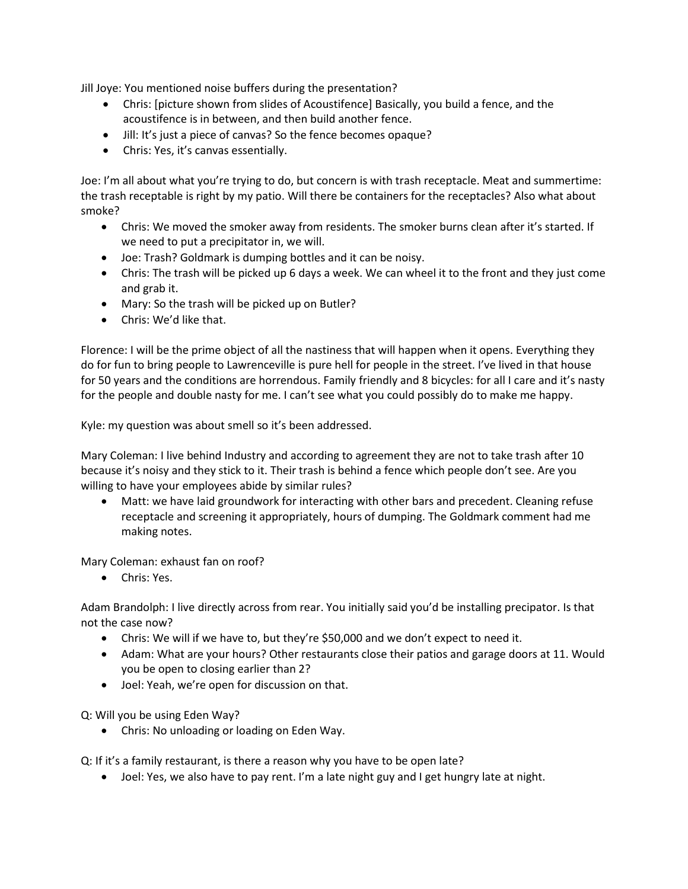Jill Joye: You mentioned noise buffers during the presentation?

- Chris: [picture shown from slides of Acoustifence] Basically, you build a fence, and the acoustifence is in between, and then build another fence.
- Jill: It's just a piece of canvas? So the fence becomes opaque?
- Chris: Yes, it's canvas essentially.

Joe: I'm all about what you're trying to do, but concern is with trash receptacle. Meat and summertime: the trash receptable is right by my patio. Will there be containers for the receptacles? Also what about smoke?

- Chris: We moved the smoker away from residents. The smoker burns clean after it's started. If we need to put a precipitator in, we will.
- Joe: Trash? Goldmark is dumping bottles and it can be noisy.
- Chris: The trash will be picked up 6 days a week. We can wheel it to the front and they just come and grab it.
- Mary: So the trash will be picked up on Butler?
- Chris: We'd like that.

Florence: I will be the prime object of all the nastiness that will happen when it opens. Everything they do for fun to bring people to Lawrenceville is pure hell for people in the street. I've lived in that house for 50 years and the conditions are horrendous. Family friendly and 8 bicycles: for all I care and it's nasty for the people and double nasty for me. I can't see what you could possibly do to make me happy.

Kyle: my question was about smell so it's been addressed.

Mary Coleman: I live behind Industry and according to agreement they are not to take trash after 10 because it's noisy and they stick to it. Their trash is behind a fence which people don't see. Are you willing to have your employees abide by similar rules?

- Matt: we have laid groundwork for interacting with other bars and precedent. Cleaning refuse receptacle and screening it appropriately, hours of dumping. The Goldmark comment had me making notes.

Mary Coleman: exhaust fan on roof?

- Chris: Yes.

Adam Brandolph: I live directly across from rear. You initially said you'd be installing precipator. Is that not the case now?

- Chris: We will if we have to, but they're $50,000 and we don't expect to need it.
- Adam: What are your hours? Other restaurants close their patios and garage doors at 11. Would you be open to closing earlier than 2?
- Joel: Yeah, we're open for discussion on that.

Q: Will you be using Eden Way?

- Chris: No unloading or loading on Eden Way.

Q: If it's a family restaurant, is there a reason why you have to be open late?

- Joel: Yes, we also have to pay rent. I'm a late night guy and I get hungry late at night.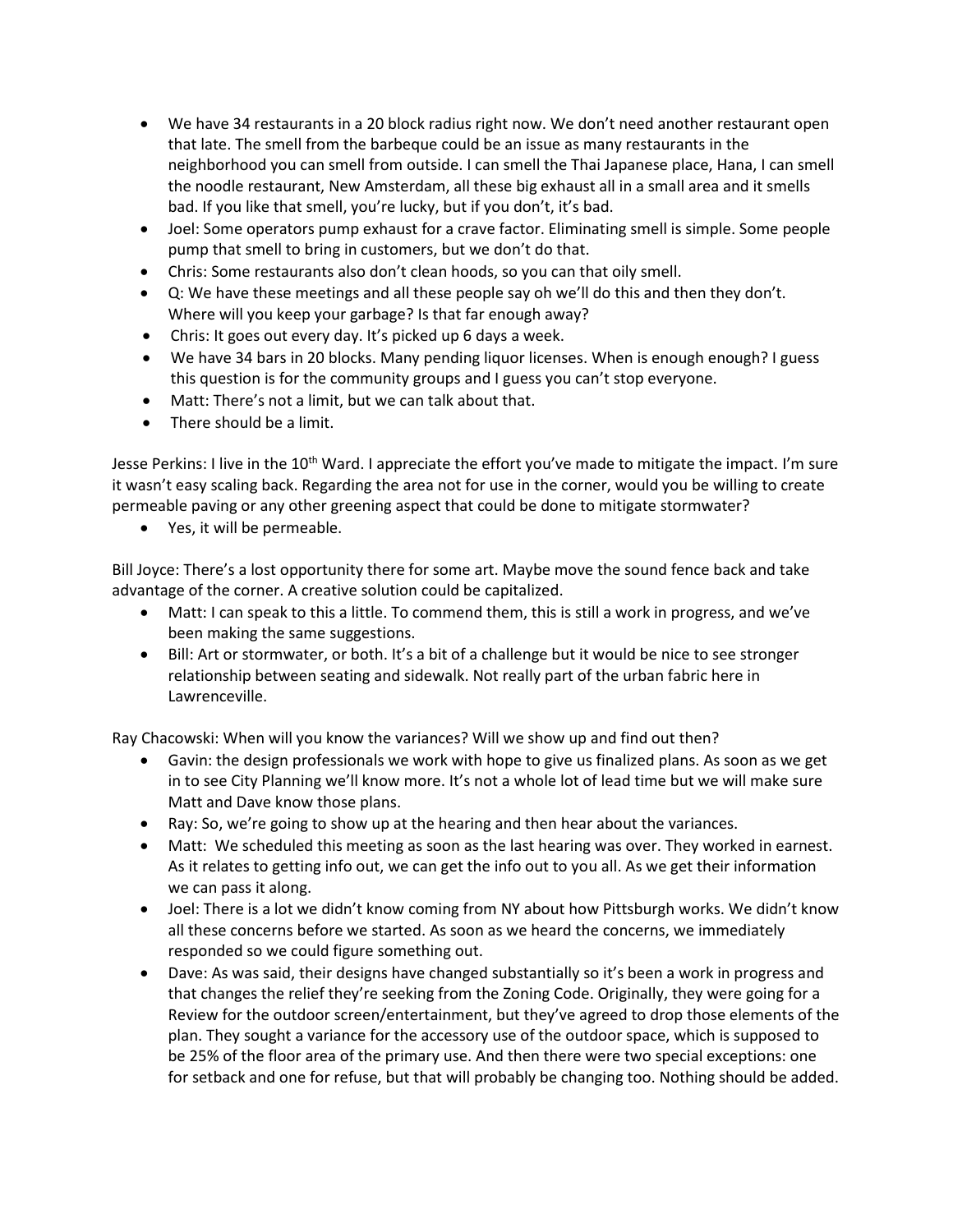- We have 34 restaurants in a 20 block radius right now. We don't need another restaurant open that late. The smell from the barbeque could be an issue as many restaurants in the neighborhood you can smell from outside. I can smell the Thai Japanese place, Hana, I can smell the noodle restaurant, New Amsterdam, all these big exhaust all in a small area and it smells bad. If you like that smell, you're lucky, but if you don't, it's bad.
- Joel: Some operators pump exhaust for a crave factor. Eliminating smell is simple. Some people pump that smell to bring in customers, but we don't do that.
- Chris: Some restaurants also don't clean hoods, so you can that oily smell.
- Q: We have these meetings and all these people say oh we'll do this and then they don't. Where will you keep your garbage? Is that far enough away?
- Chris: It goes out every day. It's picked up 6 days a week.
- We have 34 bars in 20 blocks. Many pending liquor licenses. When is enough enough? I guess this question is for the community groups and I guess you can't stop everyone.
- Matt: There's not a limit, but we can talk about that.
- There should be a limit.

Jesse Perkins: I live in the 10th Ward. I appreciate the effort you've made to mitigate the impact. I'm sure it wasn't easy scaling back. Regarding the area not for use in the corner, would you be willing to create permeable paving or any other greening aspect that could be done to mitigate stormwater?

- Yes, it will be permeable.

Bill Joyce: There's a lost opportunity there for some art. Maybe move the sound fence back and take advantage of the corner. A creative solution could be capitalized.

- Matt: I can speak to this a little. To commend them, this is still a work in progress, and we've been making the same suggestions.
- Bill: Art or stormwater, or both. It's a bit of a challenge but it would be nice to see stronger relationship between seating and sidewalk. Not really part of the urban fabric here in Lawrenceville.

Ray Chacowski: When will you know the variances? Will we show up and find out then?

- Gavin: the design professionals we work with hope to give us finalized plans. As soon as we get in to see City Planning we'll know more. It's not a whole lot of lead time but we will make sure Matt and Dave know those plans.
- Ray: So, we're going to show up at the hearing and then hear about the variances.
- Matt: We scheduled this meeting as soon as the last hearing was over. They worked in earnest. As it relates to getting info out, we can get the info out to you all. As we get their information we can pass it along.
- Joel: There is a lot we didn't know coming from NY about how Pittsburgh works. We didn't know all these concerns before we started. As soon as we heard the concerns, we immediately responded so we could figure something out.
- Dave: As was said, their designs have changed substantially so it's been a work in progress and that changes the relief they're seeking from the Zoning Code. Originally, they were going for a Review for the outdoor screen/entertainment, but they've agreed to drop those elements of the plan. They sought a variance for the accessory use of the outdoor space, which is supposed to be 25% of the floor area of the primary use. And then there were two special exceptions: one for setback and one for refuse, but that will probably be changing too. Nothing should be added.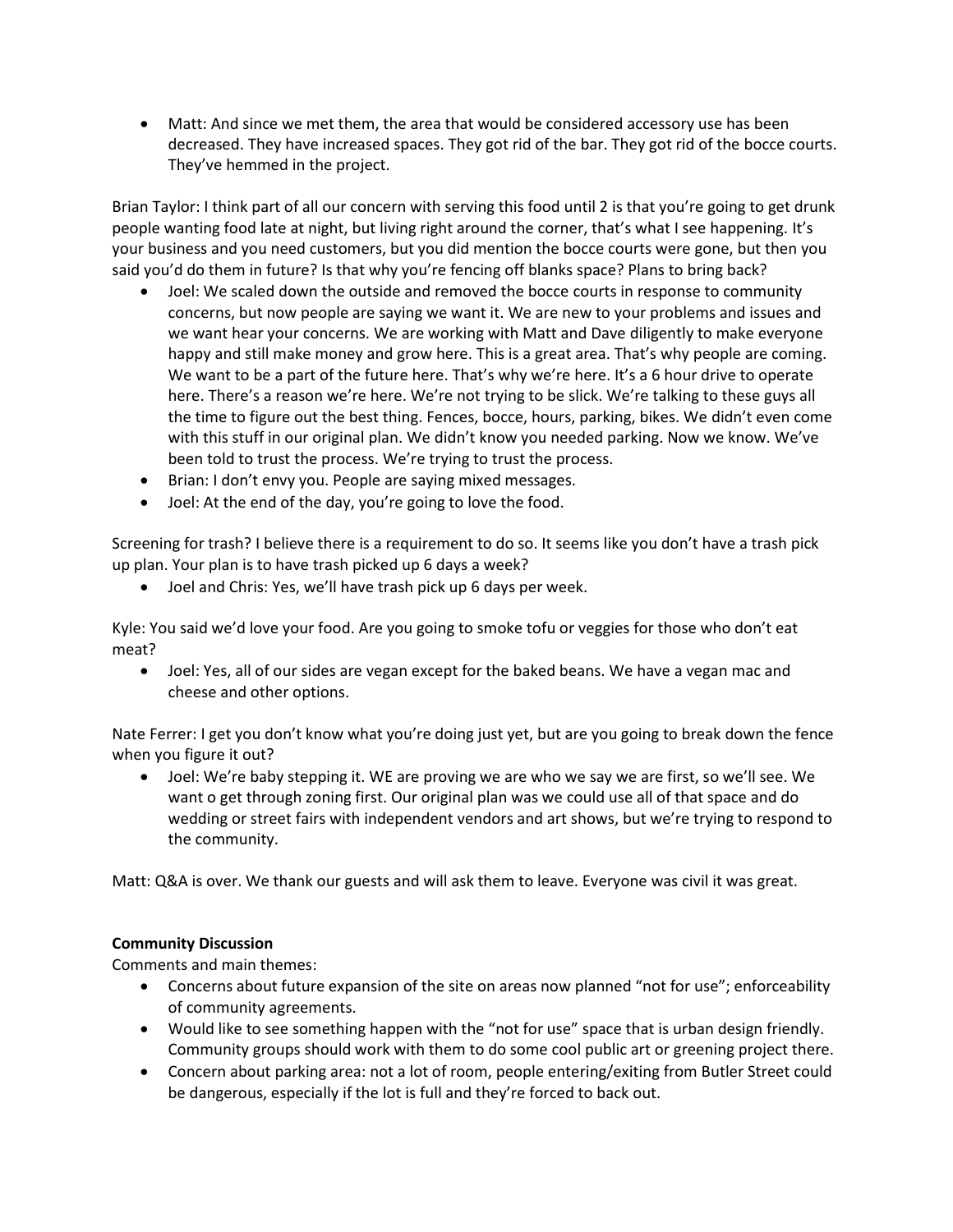- Matt: And since we met them, the area that would be considered accessory use has been decreased. They have increased spaces. They got rid of the bar. They got rid of the bocce courts. They've hemmed in the project.

Brian Taylor: I think part of all our concern with serving this food until 2 is that you're going to get drunk people wanting food late at night, but living right around the corner, that's what I see happening. It's your business and you need customers, but you did mention the bocce courts were gone, but then you said you'd do them in future? Is that why you're fencing off blanks space? Plans to bring back?

- Joel: We scaled down the outside and removed the bocce courts in response to community concerns, but now people are saying we want it. We are new to your problems and issues and we want hear your concerns. We are working with Matt and Dave diligently to make everyone happy and still make money and grow here. This is a great area. That's why people are coming. We want to be a part of the future here. That's why we're here. It's a 6 hour drive to operate here. There's a reason we're here. We're not trying to be slick. We're talking to these guys all the time to figure out the best thing. Fences, bocce, hours, parking, bikes. We didn't even come with this stuff in our original plan. We didn't know you needed parking. Now we know. We've been told to trust the process. We're trying to trust the process.
- Brian: I don't envy you. People are saying mixed messages.
- Joel: At the end of the day, you're going to love the food.

Screening for trash? I believe there is a requirement to do so. It seems like you don't have a trash pick up plan. Your plan is to have trash picked up 6 days a week?

- Joel and Chris: Yes, we'll have trash pick up 6 days per week.

Kyle: You said we'd love your food. Are you going to smoke tofu or veggies for those who don't eat meat?

- Joel: Yes, all of our sides are vegan except for the baked beans. We have a vegan mac and cheese and other options.

Nate Ferrer: I get you don't know what you're doing just yet, but are you going to break down the fence when you figure it out?

- Joel: We're baby stepping it. WE are proving we are who we say we are first, so we'll see. We want o get through zoning first. Our original plan was we could use all of that space and do wedding or street fairs with independent vendors and art shows, but we're trying to respond to the community.

Matt: Q&A is over. We thank our guests and will ask them to leave. Everyone was civil it was great.

**Community Discussion**

Comments and main themes:

- Concerns about future expansion of the site on areas now planned "not for use"; enforceability of community agreements.
- Would like to see something happen with the "not for use" space that is urban design friendly. Community groups should work with them to do some cool public art or greening project there.
- Concern about parking area: not a lot of room, people entering/exiting from Butler Street could be dangerous, especially if the lot is full and they're forced to back out.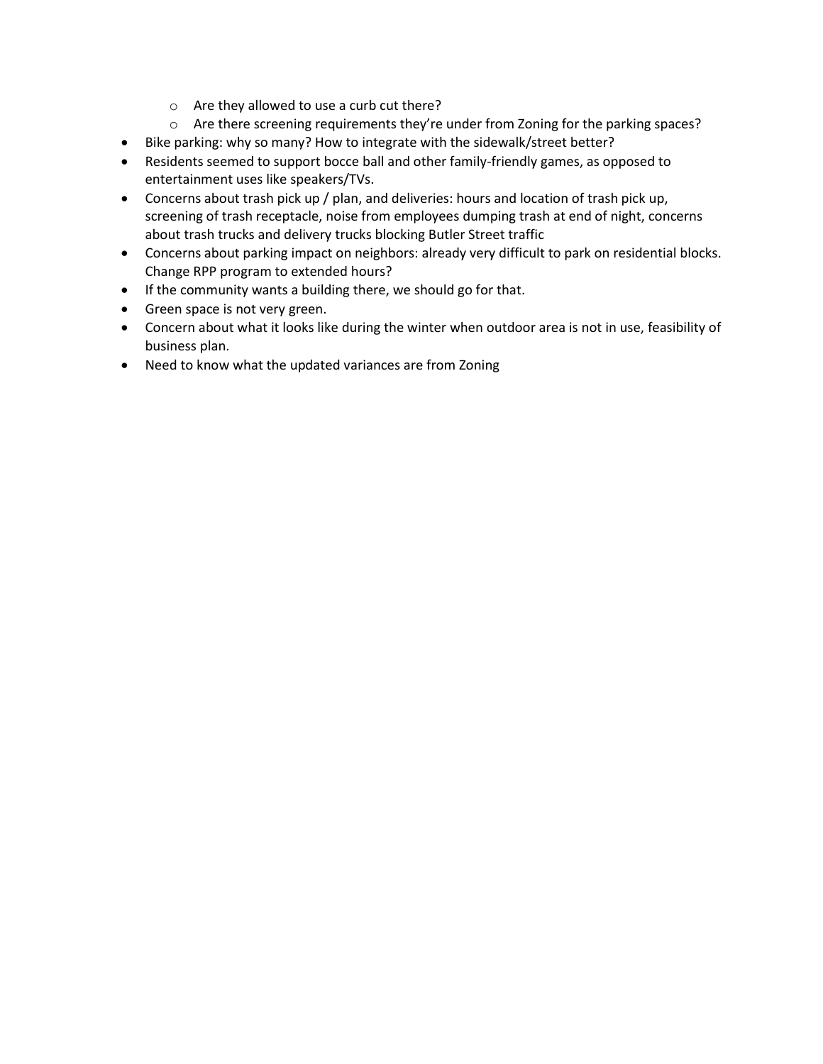- Are they allowed to use a curb cut there?
    - Are there screening requirements they're under from Zoning for the parking spaces?
- Bike parking: why so many? How to integrate with the sidewalk/street better?
- Residents seemed to support bocce ball and other family-friendly games, as opposed to entertainment uses like speakers/TVs.
- Concerns about trash pick up / plan, and deliveries: hours and location of trash pick up, screening of trash receptacle, noise from employees dumping trash at end of night, concerns about trash trucks and delivery trucks blocking Butler Street traffic
- Concerns about parking impact on neighbors: already very difficult to park on residential blocks. Change RPP program to extended hours?
- If the community wants a building there, we should go for that.
- Green space is not very green.
- Concern about what it looks like during the winter when outdoor area is not in use, feasibility of business plan.
- Need to know what the updated variances are from Zoning